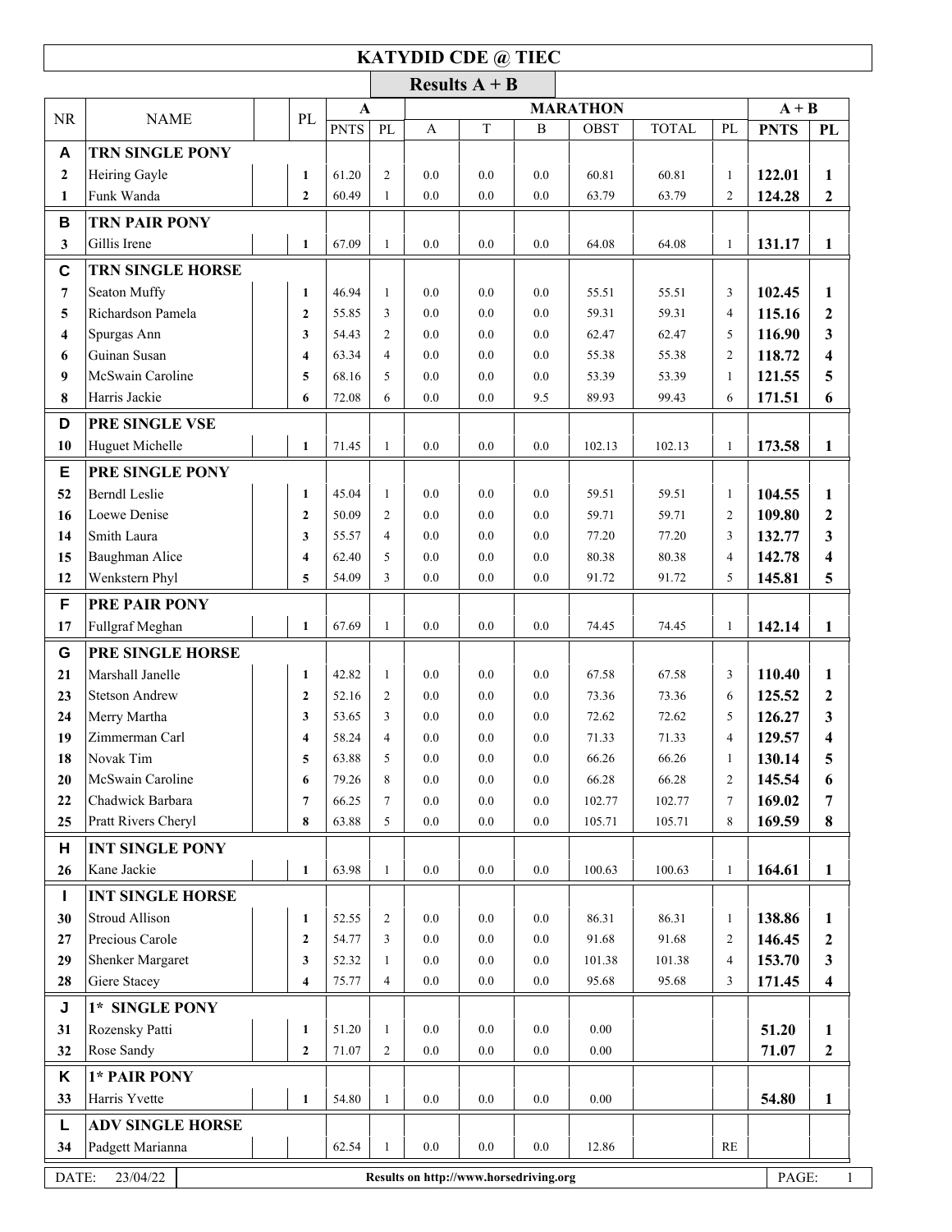# KATYDID CDE @ TIEC

## Results A + B

| NR | NAME | | PL | A | | MARATHON | | | | | | A + B | |
|---|---|---|---|---|---|---|---|---|---|---|---|---|---|
| | | | | PNTS | PL | A | T | B | OBST | TOTAL | PL | PNTS | PL |
| **A** | **TRN SINGLE PONY** | | | | | | | | | | | | |
| 2 | Heiring Gayle | | 1 | 61.20 | 2 | 0.0 | 0.0 | 0.0 | 60.81 | 60.81 | 1 | **122.01** | **1** |
| 1 | Funk Wanda | | 2 | 60.49 | 1 | 0.0 | 0.0 | 0.0 | 63.79 | 63.79 | 2 | **124.28** | **2** |
| **B** | **TRN PAIR PONY** | | | | | | | | | | | | |
| 3 | Gillis Irene | | 1 | 67.09 | 1 | 0.0 | 0.0 | 0.0 | 64.08 | 64.08 | 1 | **131.17** | **1** |
| **C** | **TRN SINGLE HORSE** | | | | | | | | | | | | |
| 7 | Seaton Muffy | | 1 | 46.94 | 1 | 0.0 | 0.0 | 0.0 | 55.51 | 55.51 | 3 | **102.45** | **1** |
| 5 | Richardson Pamela | | 2 | 55.85 | 3 | 0.0 | 0.0 | 0.0 | 59.31 | 59.31 | 4 | **115.16** | **2** |
| 4 | Spurgas Ann | | 3 | 54.43 | 2 | 0.0 | 0.0 | 0.0 | 62.47 | 62.47 | 5 | **116.90** | **3** |
| 6 | Guinan Susan | | 4 | 63.34 | 4 | 0.0 | 0.0 | 0.0 | 55.38 | 55.38 | 2 | **118.72** | **4** |
| 9 | McSwain Caroline | | 5 | 68.16 | 5 | 0.0 | 0.0 | 0.0 | 53.39 | 53.39 | 1 | **121.55** | **5** |
| 8 | Harris Jackie | | 6 | 72.08 | 6 | 0.0 | 0.0 | 9.5 | 89.93 | 99.43 | 6 | **171.51** | **6** |
| **D** | **PRE SINGLE VSE** | | | | | | | | | | | | |
| 10 | Huguet Michelle | | 1 | 71.45 | 1 | 0.0 | 0.0 | 0.0 | 102.13 | 102.13 | 1 | **173.58** | **1** |
| **E** | **PRE SINGLE PONY** | | | | | | | | | | | | |
| 52 | Berndl Leslie | | 1 | 45.04 | 1 | 0.0 | 0.0 | 0.0 | 59.51 | 59.51 | 1 | **104.55** | **1** |
| 16 | Loewe Denise | | 2 | 50.09 | 2 | 0.0 | 0.0 | 0.0 | 59.71 | 59.71 | 2 | **109.80** | **2** |
| 14 | Smith Laura | | 3 | 55.57 | 4 | 0.0 | 0.0 | 0.0 | 77.20 | 77.20 | 3 | **132.77** | **3** |
| 15 | Baughman Alice | | 4 | 62.40 | 5 | 0.0 | 0.0 | 0.0 | 80.38 | 80.38 | 4 | **142.78** | **4** |
| 12 | Wenkstern Phyl | | 5 | 54.09 | 3 | 0.0 | 0.0 | 0.0 | 91.72 | 91.72 | 5 | **145.81** | **5** |
| **F** | **PRE PAIR PONY** | | | | | | | | | | | | |
| 17 | Fullgraf Meghan | | 1 | 67.69 | 1 | 0.0 | 0.0 | 0.0 | 74.45 | 74.45 | 1 | **142.14** | **1** |
| **G** | **PRE SINGLE HORSE** | | | | | | | | | | | | |
| 21 | Marshall Janelle | | 1 | 42.82 | 1 | 0.0 | 0.0 | 0.0 | 67.58 | 67.58 | 3 | **110.40** | **1** |
| 23 | Stetson Andrew | | 2 | 52.16 | 2 | 0.0 | 0.0 | 0.0 | 73.36 | 73.36 | 6 | **125.52** | **2** |
| 24 | Merry Martha | | 3 | 53.65 | 3 | 0.0 | 0.0 | 0.0 | 72.62 | 72.62 | 5 | **126.27** | **3** |
| 19 | Zimmerman Carl | | 4 | 58.24 | 4 | 0.0 | 0.0 | 0.0 | 71.33 | 71.33 | 4 | **129.57** | **4** |
| 18 | Novak Tim | | 5 | 63.88 | 5 | 0.0 | 0.0 | 0.0 | 66.26 | 66.26 | 1 | **130.14** | **5** |
| 20 | McSwain Caroline | | 6 | 79.26 | 8 | 0.0 | 0.0 | 0.0 | 66.28 | 66.28 | 2 | **145.54** | **6** |
| 22 | Chadwick Barbara | | 7 | 66.25 | 7 | 0.0 | 0.0 | 0.0 | 102.77 | 102.77 | 7 | **169.02** | **7** |
| 25 | Pratt Rivers Cheryl | | 8 | 63.88 | 5 | 0.0 | 0.0 | 0.0 | 105.71 | 105.71 | 8 | **169.59** | **8** |
| **H** | **INT SINGLE PONY** | | | | | | | | | | | | |
| 26 | Kane Jackie | | 1 | 63.98 | 1 | 0.0 | 0.0 | 0.0 | 100.63 | 100.63 | 1 | **164.61** | **1** |
| **I** | **INT SINGLE HORSE** | | | | | | | | | | | | |
| 30 | Stroud Allison | | 1 | 52.55 | 2 | 0.0 | 0.0 | 0.0 | 86.31 | 86.31 | 1 | **138.86** | **1** |
| 27 | Precious Carole | | 2 | 54.77 | 3 | 0.0 | 0.0 | 0.0 | 91.68 | 91.68 | 2 | **146.45** | **2** |
| 29 | Shenker Margaret | | 3 | 52.32 | 1 | 0.0 | 0.0 | 0.0 | 101.38 | 101.38 | 4 | **153.70** | **3** |
| 28 | Giere Stacey | | 4 | 75.77 | 4 | 0.0 | 0.0 | 0.0 | 95.68 | 95.68 | 3 | **171.45** | **4** |
| **J** | **1* SINGLE PONY** | | | | | | | | | | | | |
| 31 | Rozensky Patti | | 1 | 51.20 | 1 | 0.0 | 0.0 | 0.0 | 0.00 | | | **51.20** | **1** |
| 32 | Rose Sandy | | 2 | 71.07 | 2 | 0.0 | 0.0 | 0.0 | 0.00 | | | **71.07** | **2** |
| **K** | **1* PAIR PONY** | | | | | | | | | | | | |
| 33 | Harris Yvette | | 1 | 54.80 | 1 | 0.0 | 0.0 | 0.0 | 0.00 | | | **54.80** | **1** |
| **L** | **ADV SINGLE HORSE** | | | | | | | | | | | | |
| 34 | Padgett Marianna | | | 62.54 | 1 | 0.0 | 0.0 | 0.0 | 12.86 | | RE | | |

DATE: 23/04/22 — Results on http://www.horsedriving.org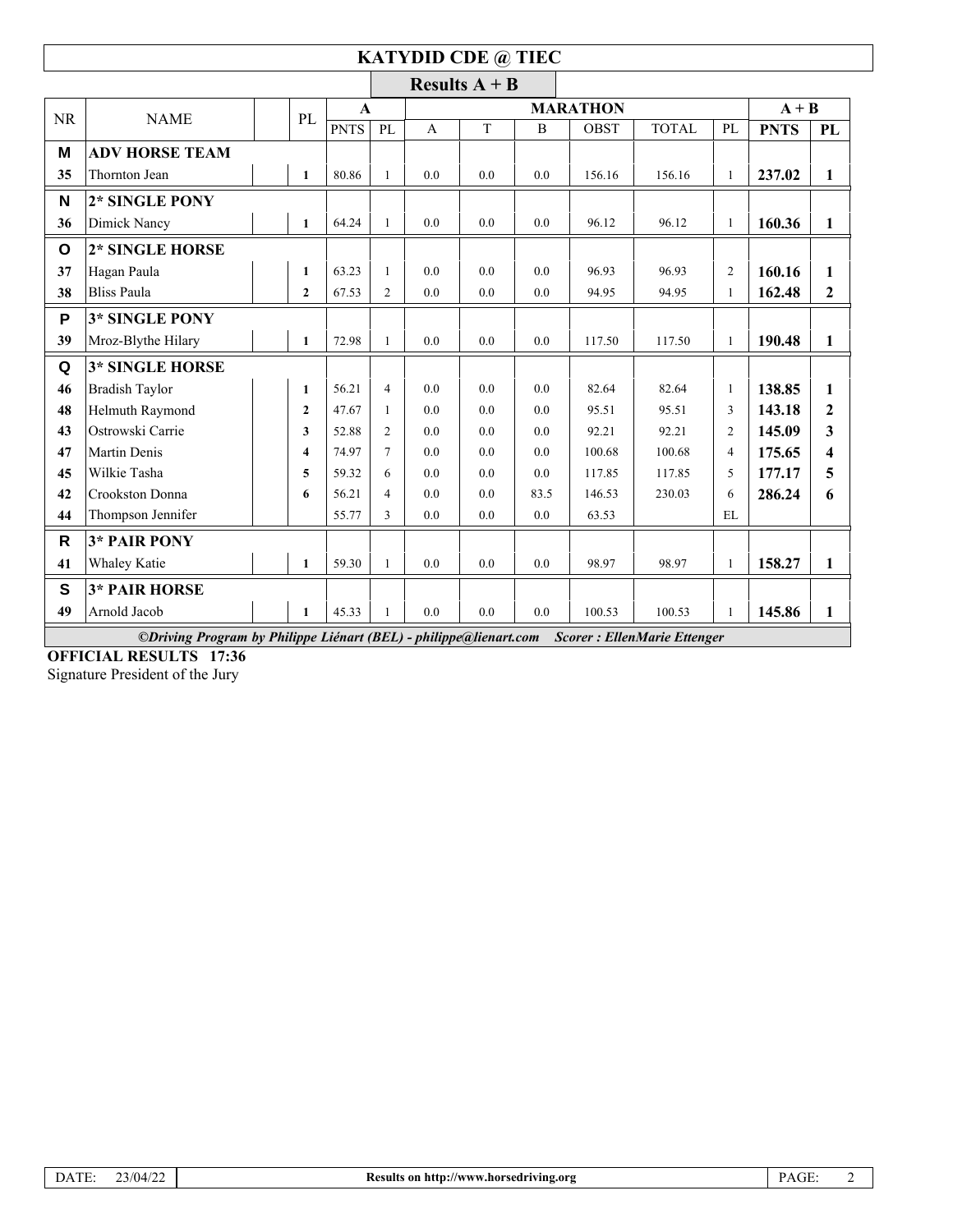# KATYDID CDE @ TIEC

## Results A + B

| NR | NAME | | PL | A | | MARATHON | | | | | | A + B | |
|---|---|---|---|---|---|---|---|---|---|---|---|---|---|
| | | | | PNTS | PL | A | T | B | OBST | TOTAL | PL | PNTS | PL |
| **M** | **ADV HORSE TEAM** | | | | | | | | | | | | |
| 35 | Thornton Jean | | **1** | 80.86 | 1 | 0.0 | 0.0 | 0.0 | 156.16 | 156.16 | 1 | **237.02** | **1** |
| **N** | **2* SINGLE PONY** | | | | | | | | | | | | |
| 36 | Dimick Nancy | | **1** | 64.24 | 1 | 0.0 | 0.0 | 0.0 | 96.12 | 96.12 | 1 | **160.36** | **1** |
| **O** | **2* SINGLE HORSE** | | | | | | | | | | | | |
| 37 | Hagan Paula | | **1** | 63.23 | 1 | 0.0 | 0.0 | 0.0 | 96.93 | 96.93 | 2 | **160.16** | **1** |
| 38 | Bliss Paula | | **2** | 67.53 | 2 | 0.0 | 0.0 | 0.0 | 94.95 | 94.95 | 1 | **162.48** | **2** |
| **P** | **3* SINGLE PONY** | | | | | | | | | | | | |
| 39 | Mroz-Blythe Hilary | | **1** | 72.98 | 1 | 0.0 | 0.0 | 0.0 | 117.50 | 117.50 | 1 | **190.48** | **1** |
| **Q** | **3* SINGLE HORSE** | | | | | | | | | | | | |
| 46 | Bradish Taylor | | **1** | 56.21 | 4 | 0.0 | 0.0 | 0.0 | 82.64 | 82.64 | 1 | **138.85** | **1** |
| 48 | Helmuth Raymond | | **2** | 47.67 | 1 | 0.0 | 0.0 | 0.0 | 95.51 | 95.51 | 3 | **143.18** | **2** |
| 43 | Ostrowski Carrie | | **3** | 52.88 | 2 | 0.0 | 0.0 | 0.0 | 92.21 | 92.21 | 2 | **145.09** | **3** |
| 47 | Martin Denis | | **4** | 74.97 | 7 | 0.0 | 0.0 | 0.0 | 100.68 | 100.68 | 4 | **175.65** | **4** |
| 45 | Wilkie Tasha | | **5** | 59.32 | 6 | 0.0 | 0.0 | 0.0 | 117.85 | 117.85 | 5 | **177.17** | **5** |
| 42 | Crookston Donna | | **6** | 56.21 | 4 | 0.0 | 0.0 | 83.5 | 146.53 | 230.03 | 6 | **286.24** | **6** |
| 44 | Thompson Jennifer | | | 55.77 | 3 | 0.0 | 0.0 | 0.0 | 63.53 | | EL | | |
| **R** | **3* PAIR PONY** | | | | | | | | | | | | |
| 41 | Whaley Katie | | **1** | 59.30 | 1 | 0.0 | 0.0 | 0.0 | 98.97 | 98.97 | 1 | **158.27** | **1** |
| **S** | **3* PAIR HORSE** | | | | | | | | | | | | |
| 49 | Arnold Jacob | | **1** | 45.33 | 1 | 0.0 | 0.0 | 0.0 | 100.53 | 100.53 | 1 | **145.86** | **1** |

***©Driving Program by Philippe Liénart (BEL) - philippe@lienart.com Scorer : EllenMarie Ettenger***

**OFFICIAL RESULTS 17:36**

Signature President of the Jury

DATE: 23/04/22 **Results on http://www.horsedriving.org**